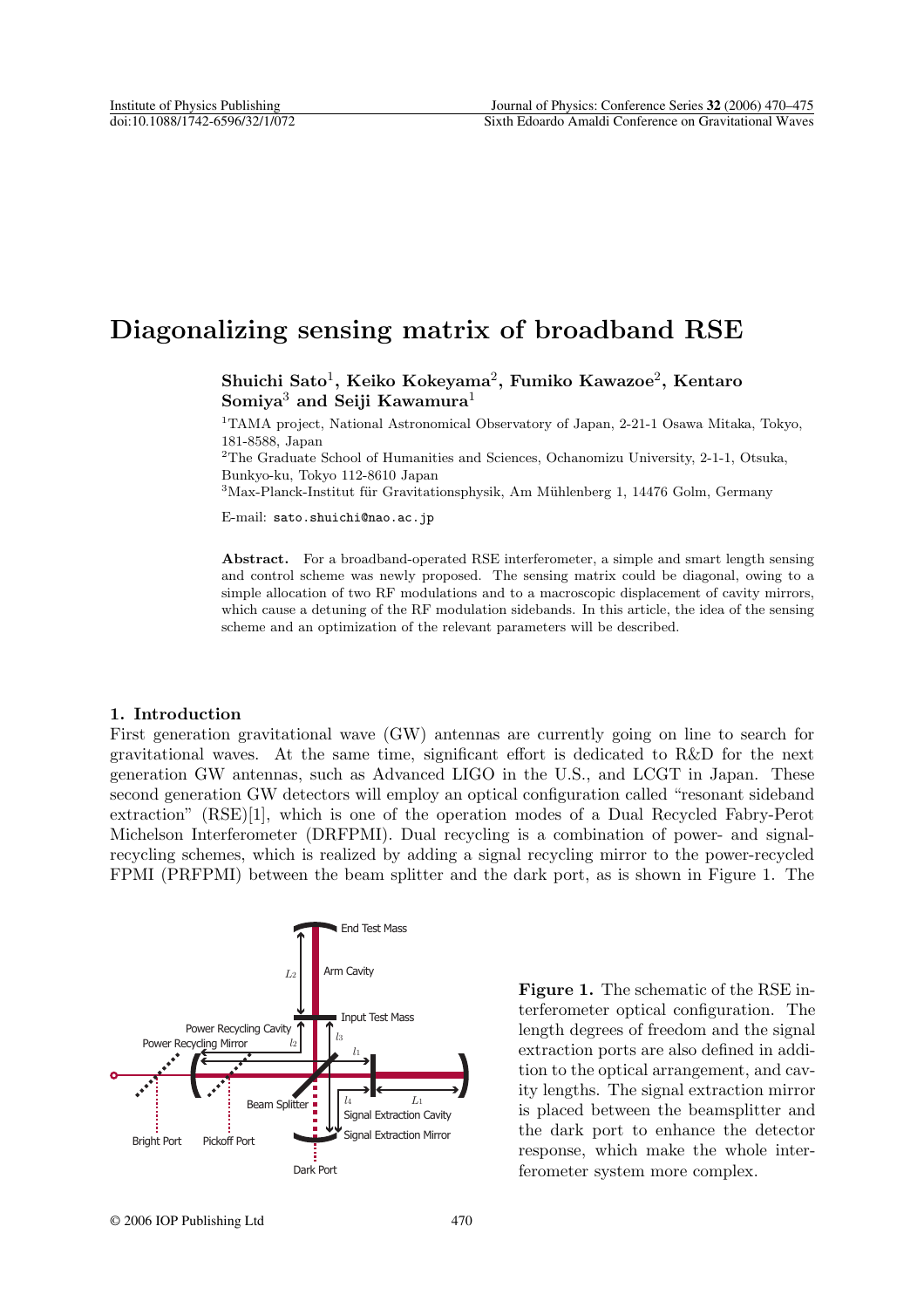# Diagonalizing sensing matrix of broadband RSE

**Shuichi Sato[1], Keiko Kokeyama[2], Fumiko Kawazoe[2], Kentaro Somiya[3] and Seiji Kawamura[1]**

[1]TAMA project, National Astronomical Observatory of Japan, 2-21-1 Osawa Mitaka, Tokyo, 181-8588, Japan

[2]The Graduate School of Humanities and Sciences, Ochanomizu University, 2-1-1, Otsuka, Bunkyo-ku, Tokyo 112-8610 Japan

[3]Max-Planck-Institut für Gravitationsphysik, Am Mühlenberg 1, 14476 Golm, Germany

E-mail: `sato.shuichi@nao.ac.jp`

**Abstract.** For a broadband-operated RSE interferometer, a simple and smart length sensing and control scheme was newly proposed. The sensing matrix could be diagonal, owing to a simple allocation of two RF modulations and to a macroscopic displacement of cavity mirrors, which cause a detuning of the RF modulation sidebands. In this article, the idea of the sensing scheme and an optimization of the relevant parameters will be described.

## 1. Introduction

First generation gravitational wave (GW) antennas are currently going on line to search for gravitational waves. At the same time, significant effort is dedicated to R&D for the next generation GW antennas, such as Advanced LIGO in the U.S., and LCGT in Japan. These second generation GW detectors will employ an optical configuration called "resonant sideband extraction" (RSE)[1], which is one of the operation modes of a Dual Recycled Fabry-Perot Michelson Interferometer (DRFPMI). Dual recycling is a combination of power- and signal-recycling schemes, which is realized by adding a signal recycling mirror to the power-recycled FPMI (PRFPMI) between the beam splitter and the dark port, as is shown in Figure 1. The

**Figure 1.** The schematic of the RSE interferometer optical configuration. The length degrees of freedom and the signal extraction ports are also defined in addition to the optical arrangement, and cavity lengths. The signal extraction mirror is placed between the beamsplitter and the dark port to enhance the detector response, which make the whole interferometer system more complex.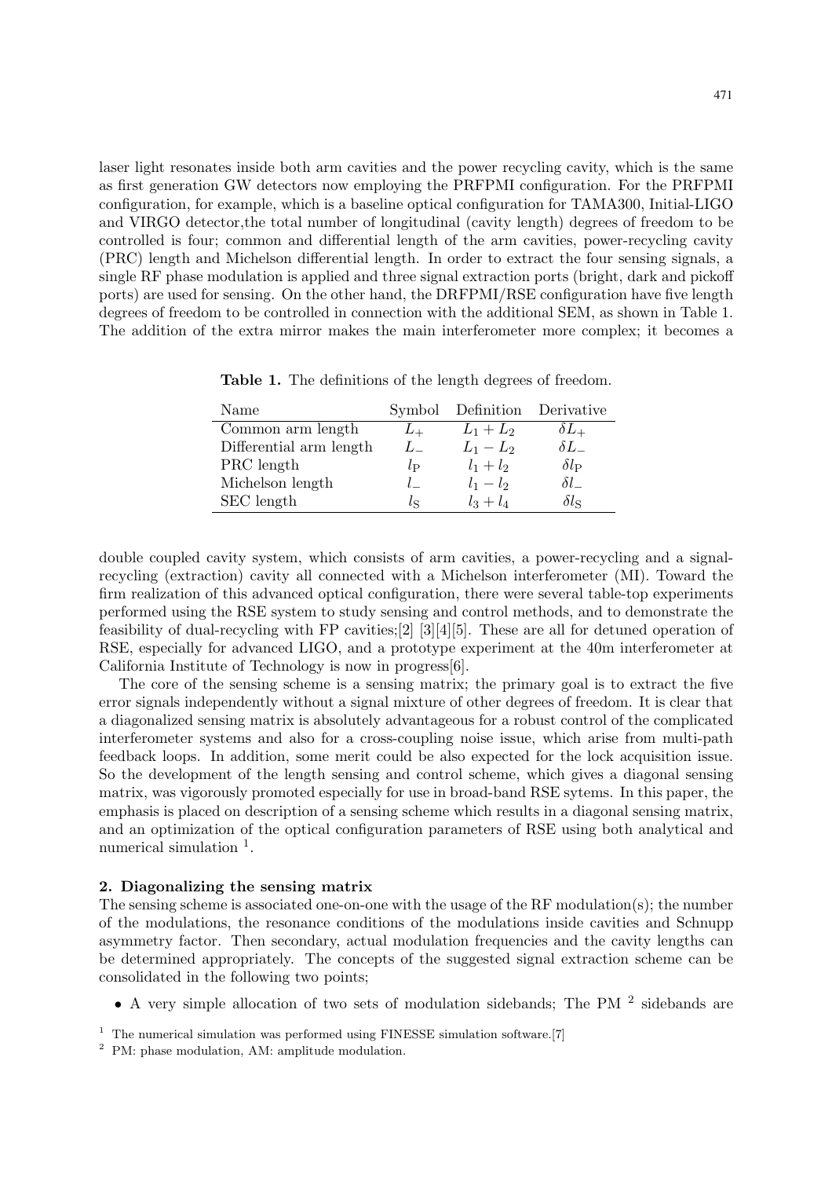laser light resonates inside both arm cavities and the power recycling cavity, which is the same as first generation GW detectors now employing the PRFPMI configuration. For the PRFPMI configuration, for example, which is a baseline optical configuration for TAMA300, Initial-LIGO and VIRGO detector,the total number of longitudinal (cavity length) degrees of freedom to be controlled is four; common and differential length of the arm cavities, power-recycling cavity (PRC) length and Michelson differential length. In order to extract the four sensing signals, a single RF phase modulation is applied and three signal extraction ports (bright, dark and pickoff ports) are used for sensing. On the other hand, the DRFPMI/RSE configuration have five length degrees of freedom to be controlled in connection with the additional SEM, as shown in Table 1. The addition of the extra mirror makes the main interferometer more complex; it becomes a double coupled cavity system, which consists of arm cavities, a power-recycling and a signal-recycling (extraction) cavity all connected with a Michelson interferometer (MI). Toward the firm realization of this advanced optical configuration, there were several table-top experiments performed using the RSE system to study sensing and control methods, and to demonstrate the feasibility of dual-recycling with FP cavities;[2] [3][4][5]. These are all for detuned operation of RSE, especially for advanced LIGO, and a prototype experiment at the 40m interferometer at California Institute of Technology is now in progress[6].

**Table 1.** The definitions of the length degrees of freedom.

| Name | Symbol | Definition | Derivative |
|---|---|---|---|
| Common arm length | $L_+$ | $L_1 + L_2$ | $\delta L_+$ |
| Differential arm length | $L_-$ | $L_1 - L_2$ | $\delta L_-$ |
| PRC length | $l_{\rm P}$ | $l_1 + l_2$ | $\delta l_{\rm P}$ |
| Michelson length | $l_-$ | $l_1 - l_2$ | $\delta l_-$ |
| SEC length | $l_{\rm S}$ | $l_3 + l_4$ | $\delta l_{\rm S}$ |

The core of the sensing scheme is a sensing matrix; the primary goal is to extract the five error signals independently without a signal mixture of other degrees of freedom. It is clear that a diagonalized sensing matrix is absolutely advantageous for a robust control of the complicated interferometer systems and also for a cross-coupling noise issue, which arise from multi-path feedback loops. In addition, some merit could be also expected for the lock acquisition issue. So the development of the length sensing and control scheme, which gives a diagonal sensing matrix, was vigorously promoted especially for use in broad-band RSE sytems. In this paper, the emphasis is placed on description of a sensing scheme which results in a diagonal sensing matrix, and an optimization of the optical configuration parameters of RSE using both analytical and numerical simulation [1].

## 2. Diagonalizing the sensing matrix

The sensing scheme is associated one-on-one with the usage of the RF modulation(s); the number of the modulations, the resonance conditions of the modulations inside cavities and Schnupp asymmetry factor. Then secondary, actual modulation frequencies and the cavity lengths can be determined appropriately. The concepts of the suggested signal extraction scheme can be consolidated in the following two points;

- A very simple allocation of two sets of modulation sidebands; The PM [2] sidebands are

[1] The numerical simulation was performed using FINESSE simulation software.[7]

[2] PM: phase modulation, AM: amplitude modulation.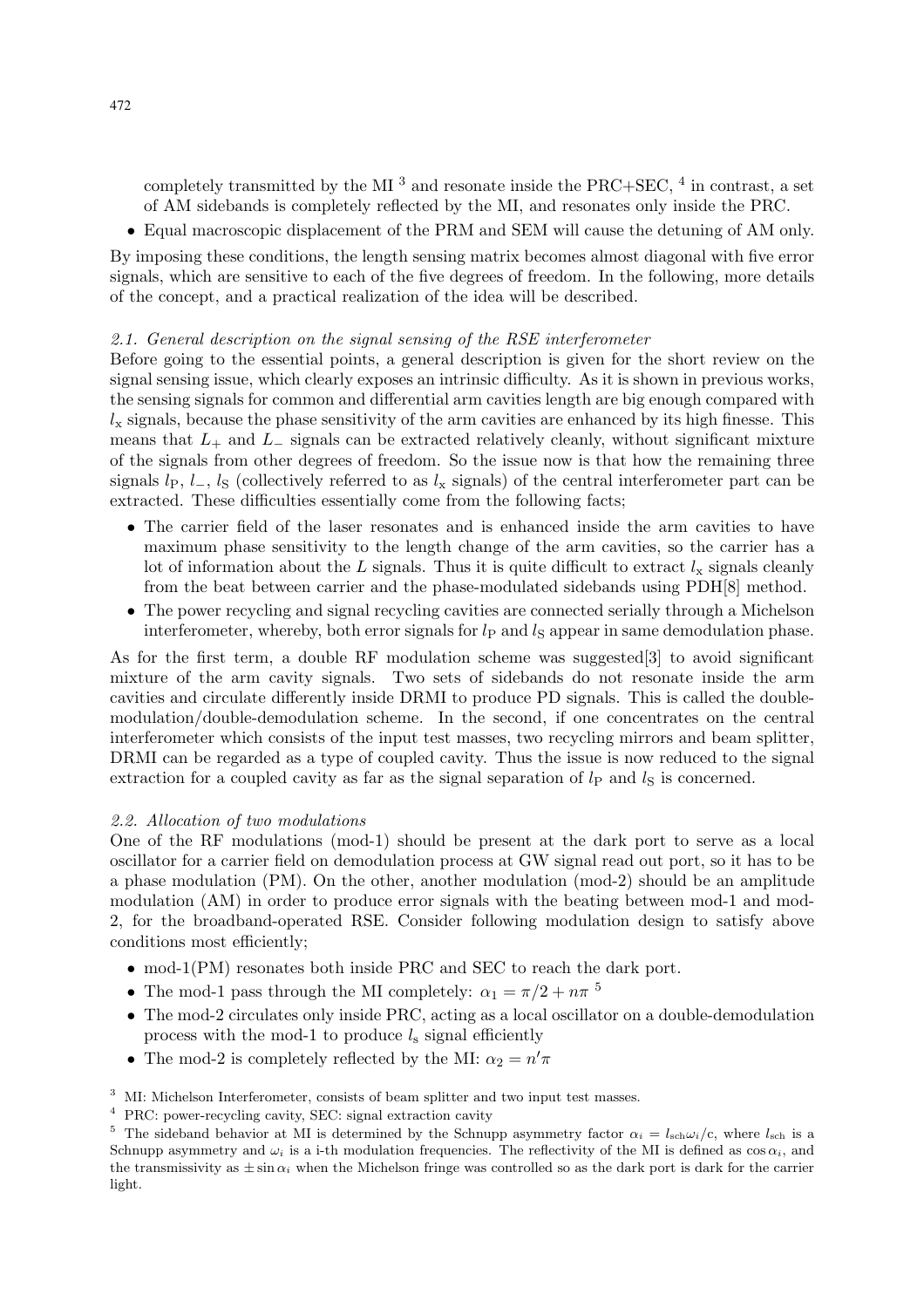completely transmitted by the MI [3] and resonate inside the PRC+SEC, [4] in contrast, a set of AM sidebands is completely reflected by the MI, and resonates only inside the PRC.

- Equal macroscopic displacement of the PRM and SEM will cause the detuning of AM only.

By imposing these conditions, the length sensing matrix becomes almost diagonal with five error signals, which are sensitive to each of the five degrees of freedom. In the following, more details of the concept, and a practical realization of the idea will be described.

### *2.1. General description on the signal sensing of the RSE interferometer*

Before going to the essential points, a general description is given for the short review on the signal sensing issue, which clearly exposes an intrinsic difficulty. As it is shown in previous works, the sensing signals for common and differential arm cavities length are big enough compared with $l_x$ signals, because the phase sensitivity of the arm cavities are enhanced by its high finesse. This means that $L_+$ and $L_-$ signals can be extracted relatively cleanly, without significant mixture of the signals from other degrees of freedom. So the issue now is that how the remaining three signals $l_P$, $l_-$, $l_S$ (collectively referred to as $l_x$ signals) of the central interferometer part can be extracted. These difficulties essentially come from the following facts;

- The carrier field of the laser resonates and is enhanced inside the arm cavities to have maximum phase sensitivity to the length change of the arm cavities, so the carrier has a lot of information about the $L$ signals. Thus it is quite difficult to extract $l_x$ signals cleanly from the beat between carrier and the phase-modulated sidebands using PDH[8] method.
- The power recycling and signal recycling cavities are connected serially through a Michelson interferometer, whereby, both error signals for $l_P$ and $l_S$ appear in same demodulation phase.

As for the first term, a double RF modulation scheme was suggested[3] to avoid significant mixture of the arm cavity signals. Two sets of sidebands do not resonate inside the arm cavities and circulate differently inside DRMI to produce PD signals. This is called the double-modulation/double-demodulation scheme. In the second, if one concentrates on the central interferometer which consists of the input test masses, two recycling mirrors and beam splitter, DRMI can be regarded as a type of coupled cavity. Thus the issue is now reduced to the signal extraction for a coupled cavity as far as the signal separation of $l_P$ and $l_S$ is concerned.

### *2.2. Allocation of two modulations*

One of the RF modulations (mod-1) should be present at the dark port to serve as a local oscillator for a carrier field on demodulation process at GW signal read out port, so it has to be a phase modulation (PM). On the other, another modulation (mod-2) should be an amplitude modulation (AM) in order to produce error signals with the beating between mod-1 and mod-2, for the broadband-operated RSE. Consider following modulation design to satisfy above conditions most efficiently;

- mod-1(PM) resonates both inside PRC and SEC to reach the dark port.
- The mod-1 pass through the MI completely: $\alpha_1 = \pi/2 + n\pi$ [5]
- The mod-2 circulates only inside PRC, acting as a local oscillator on a double-demodulation process with the mod-1 to produce $l_s$ signal efficiently
- The mod-2 is completely reflected by the MI: $\alpha_2 = n'\pi$

[3] MI: Michelson Interferometer, consists of beam splitter and two input test masses.

[4] PRC: power-recycling cavity, SEC: signal extraction cavity

[5] The sideband behavior at MI is determined by the Schnupp asymmetry factor $\alpha_i = l_{\rm sch}\omega_i/{\rm c}$, where $l_{\rm sch}$ is a Schnupp asymmetry and $\omega_i$ is a i-th modulation frequencies. The reflectivity of the MI is defined as $\cos\alpha_i$, and the transmissivity as $\pm\sin\alpha_i$ when the Michelson fringe was controlled so as the dark port is dark for the carrier light.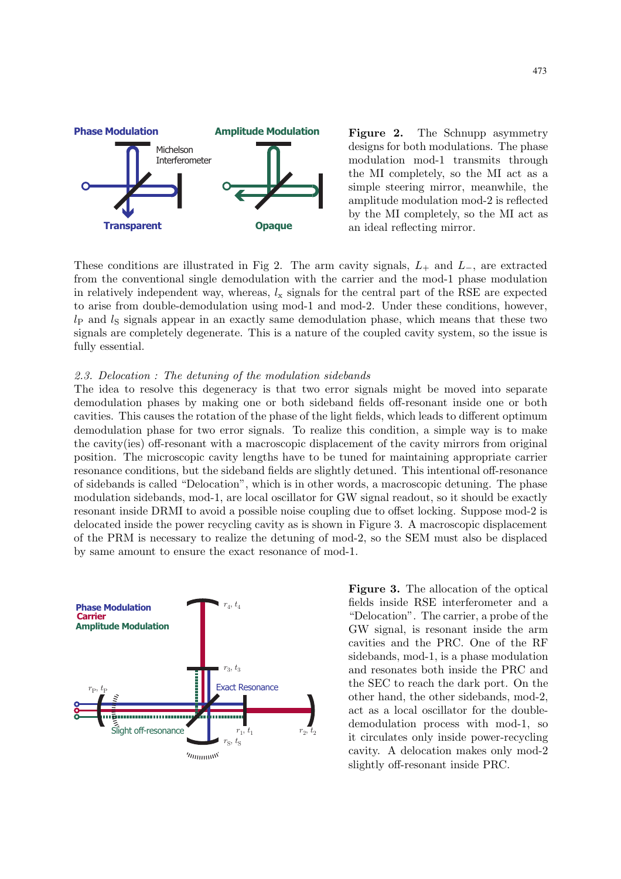**Figure 2.** The Schnupp asymmetry designs for both modulations. The phase modulation mod-1 transmits through the MI completely, so the MI act as a simple steering mirror, meanwhile, the amplitude modulation mod-2 is reflected by the MI completely, so the MI act as an ideal reflecting mirror.

These conditions are illustrated in Fig 2. The arm cavity signals, $L_+$ and $L_-$, are extracted from the conventional single demodulation with the carrier and the mod-1 phase modulation in relatively independent way, whereas, $l_x$ signals for the central part of the RSE are expected to arise from double-demodulation using mod-1 and mod-2. Under these conditions, however, $l_P$ and $l_S$ signals appear in an exactly same demodulation phase, which means that these two signals are completely degenerate. This is a nature of the coupled cavity system, so the issue is fully essential.

### *2.3. Delocation : The detuning of the modulation sidebands*

The idea to resolve this degeneracy is that two error signals might be moved into separate demodulation phases by making one or both sideband fields off-resonant inside one or both cavities. This causes the rotation of the phase of the light fields, which leads to different optimum demodulation phase for two error signals. To realize this condition, a simple way is to make the cavity(ies) off-resonant with a macroscopic displacement of the cavity mirrors from original position. The microscopic cavity lengths have to be tuned for maintaining appropriate carrier resonance conditions, but the sideband fields are slightly detuned. This intentional off-resonance of sidebands is called "Delocation", which is in other words, a macroscopic detuning. The phase modulation sidebands, mod-1, are local oscillator for GW signal readout, so it should be exactly resonant inside DRMI to avoid a possible noise coupling due to offset locking. Suppose mod-2 is delocated inside the power recycling cavity as is shown in Figure 3. A macroscopic displacement of the PRM is necessary to realize the detuning of mod-2, so the SEM must also be displaced by same amount to ensure the exact resonance of mod-1.

**Figure 3.** The allocation of the optical fields inside RSE interferometer and a "Delocation". The carrier, a probe of the GW signal, is resonant inside the arm cavities and the PRC. One of the RF sidebands, mod-1, is a phase modulation and resonates both inside the PRC and the SEC to reach the dark port. On the other hand, the other sidebands, mod-2, act as a local oscillator for the double-demodulation process with mod-1, so it circulates only inside power-recycling cavity. A delocation makes only mod-2 slightly off-resonant inside PRC.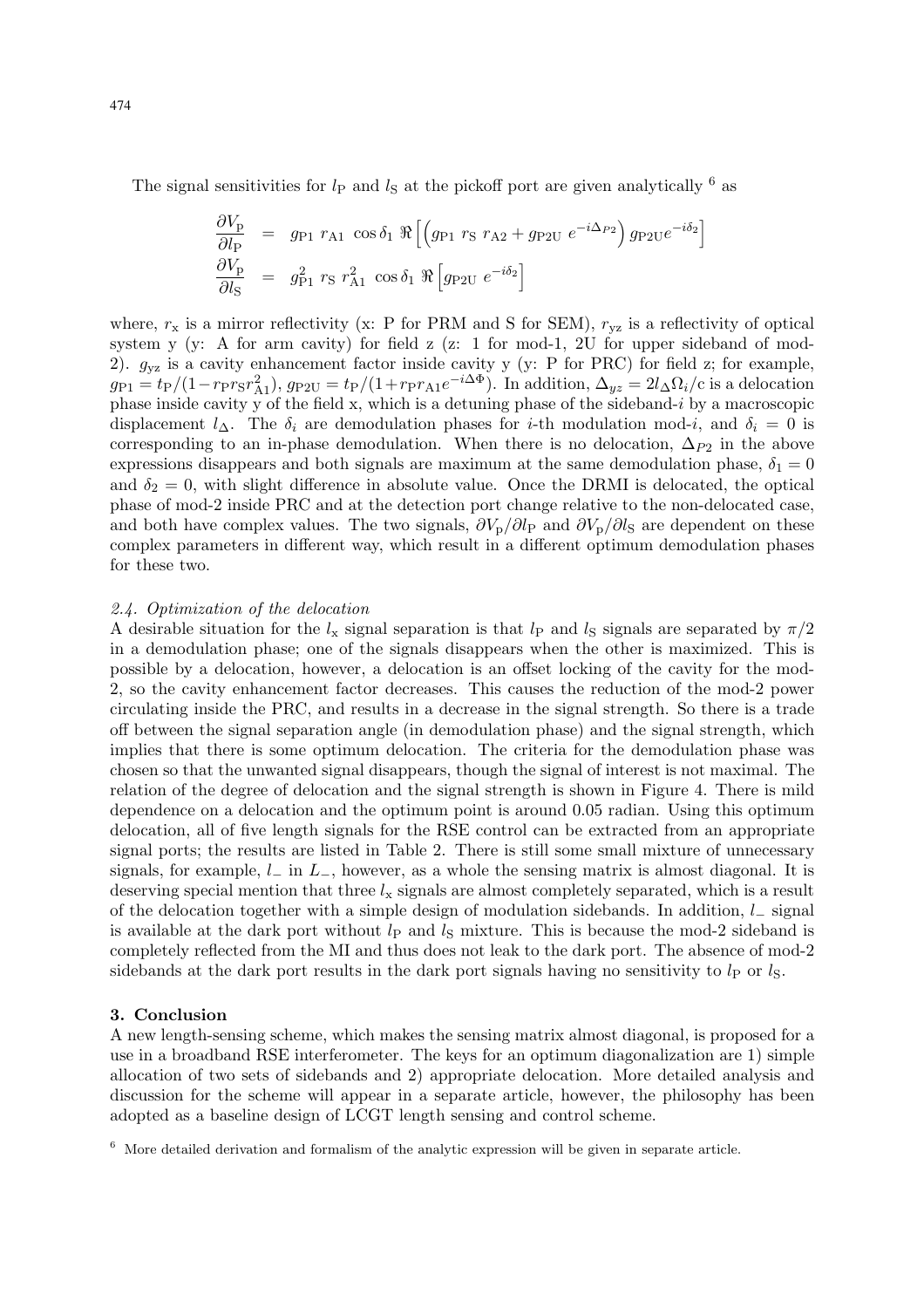The signal sensitivities for $l_\mathrm{P}$ and $l_\mathrm{S}$ at the pickoff port are given analytically [6] as

$$
\begin{aligned}
\frac{\partial V_\mathrm{p}}{\partial l_\mathrm{P}} &= g_\mathrm{P1}\ r_\mathrm{A1}\ \cos\delta_1\ \Re\left[\left(g_\mathrm{P1}\ r_\mathrm{S}\ r_\mathrm{A2} + g_\mathrm{P2U}\ e^{-i\Delta_{P2}}\right) g_\mathrm{P2U} e^{-i\delta_2}\right] \\
\frac{\partial V_\mathrm{p}}{\partial l_\mathrm{S}} &= g_\mathrm{P1}^2\ r_\mathrm{S}\ r_\mathrm{A1}^2\ \cos\delta_1\ \Re\left[g_\mathrm{P2U}\ e^{-i\delta_2}\right]
\end{aligned}
$$

where, $r_\mathrm{x}$ is a mirror reflectivity (x: P for PRM and S for SEM), $r_\mathrm{yz}$ is a reflectivity of optical system y (y: A for arm cavity) for field z (z: 1 for mod-1, 2U for upper sideband of mod-2). $g_\mathrm{yz}$ is a cavity enhancement factor inside cavity y (y: P for PRC) for field z; for example, $g_\mathrm{P1} = t_\mathrm{P}/(1 - r_\mathrm{P} r_\mathrm{S} r_\mathrm{A1}^2)$, $g_\mathrm{P2U} = t_\mathrm{P}/(1 + r_\mathrm{P} r_\mathrm{A1} e^{-i\Delta\Phi})$. In addition, $\Delta_{yz} = 2 l_\Delta \Omega_i / \mathrm{c}$ is a delocation phase inside cavity y of the field x, which is a detuning phase of the sideband-$i$ by a macroscopic displacement $l_\Delta$. The $\delta_i$ are demodulation phases for $i$-th modulation mod-$i$, and $\delta_i = 0$ is corresponding to an in-phase demodulation. When there is no delocation, $\Delta_{P2}$ in the above expressions disappears and both signals are maximum at the same demodulation phase, $\delta_1 = 0$ and $\delta_2 = 0$, with slight difference in absolute value. Once the DRMI is delocated, the optical phase of mod-2 inside PRC and at the detection port change relative to the non-delocated case, and both have complex values. The two signals, $\partial V_\mathrm{p}/\partial l_\mathrm{P}$ and $\partial V_\mathrm{p}/\partial l_\mathrm{S}$ are dependent on these complex parameters in different way, which result in a different optimum demodulation phases for these two.

### *2.4. Optimization of the delocation*

A desirable situation for the $l_\mathrm{x}$ signal separation is that $l_\mathrm{P}$ and $l_\mathrm{S}$ signals are separated by $\pi/2$ in a demodulation phase; one of the signals disappears when the other is maximized. This is possible by a delocation, however, a delocation is an offset locking of the cavity for the mod-2, so the cavity enhancement factor decreases. This causes the reduction of the mod-2 power circulating inside the PRC, and results in a decrease in the signal strength. So there is a trade off between the signal separation angle (in demodulation phase) and the signal strength, which implies that there is some optimum delocation. The criteria for the demodulation phase was chosen so that the unwanted signal disappears, though the signal of interest is not maximal. The relation of the degree of delocation and the signal strength is shown in Figure 4. There is mild dependence on a delocation and the optimum point is around 0.05 radian. Using this optimum delocation, all of five length signals for the RSE control can be extracted from an appropriate signal ports; the results are listed in Table 2. There is still some small mixture of unnecessary signals, for example, $l_-$ in $L_-$, however, as a whole the sensing matrix is almost diagonal. It is deserving special mention that three $l_\mathrm{x}$ signals are almost completely separated, which is a result of the delocation together with a simple design of modulation sidebands. In addition, $l_-$ signal is available at the dark port without $l_\mathrm{P}$ and $l_\mathrm{S}$ mixture. This is because the mod-2 sideband is completely reflected from the MI and thus does not leak to the dark port. The absence of mod-2 sidebands at the dark port results in the dark port signals having no sensitivity to $l_\mathrm{P}$ or $l_\mathrm{S}$.

## 3. Conclusion

A new length-sensing scheme, which makes the sensing matrix almost diagonal, is proposed for a use in a broadband RSE interferometer. The keys for an optimum diagonalization are 1) simple allocation of two sets of sidebands and 2) appropriate delocation. More detailed analysis and discussion for the scheme will appear in a separate article, however, the philosophy has been adopted as a baseline design of LCGT length sensing and control scheme.

[6] More detailed derivation and formalism of the analytic expression will be given in separate article.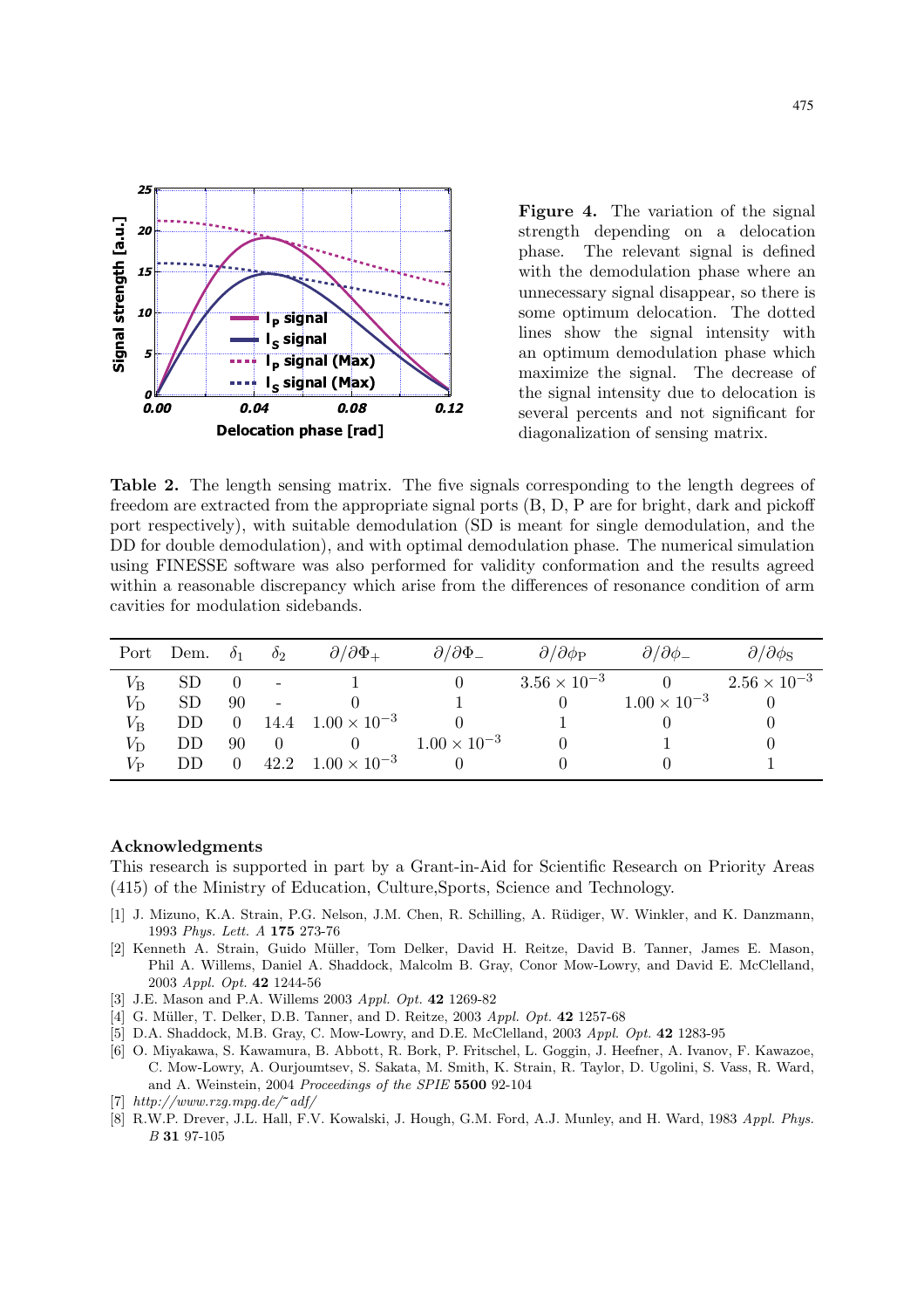Signal strength [a.u.]

25
20
15
10
5
0

0.00 0.04 0.08 0.12

Delocation phase [rad]

$I_P$ signal
$I_S$ signal
$I_P$ signal (Max)
$I_S$ signal (Max)

**Figure 4.** The variation of the signal strength depending on a delocation phase. The relevant signal is defined with the demodulation phase where an unnecessary signal disappear, so there is some optimum delocation. The dotted lines show the signal intensity with an optimum demodulation phase which maximize the signal. The decrease of the signal intensity due to delocation is several percents and not significant for diagonalization of sensing matrix.

**Table 2.** The length sensing matrix. The five signals corresponding to the length degrees of freedom are extracted from the appropriate signal ports (B, D, P are for bright, dark and pickoff port respectively), with suitable demodulation (SD is meant for single demodulation, and the DD for double demodulation), and with optimal demodulation phase. The numerical simulation using FINESSE software was also performed for validity conformation and the results agreed within a reasonable discrepancy which arise from the differences of resonance condition of arm cavities for modulation sidebands.

| Port | Dem. | $\delta_1$ | $\delta_2$ | $\partial/\partial\Phi_+$ | $\partial/\partial\Phi_-$ | $\partial/\partial\phi_{\rm P}$ | $\partial/\partial\phi_-$ | $\partial/\partial\phi_{\rm S}$ |
|---|---|---|---|---|---|---|---|---|
| $V_{\rm B}$ | SD | 0 | - | 1 | 0 | $3.56 \times 10^{-3}$ | 0 | $2.56 \times 10^{-3}$ |
| $V_{\rm D}$ | SD | 90 | - | 0 | 1 | 0 | $1.00 \times 10^{-3}$ | 0 |
| $V_{\rm B}$ | DD | 0 | 14.4 | $1.00 \times 10^{-3}$ | 0 | 1 | 0 | 0 |
| $V_{\rm D}$ | DD | 90 | 0 | 0 | $1.00 \times 10^{-3}$ | 0 | 1 | 0 |
| $V_{\rm P}$ | DD | 0 | 42.2 | $1.00 \times 10^{-3}$ | 0 | 0 | 0 | 1 |

## Acknowledgments

This research is supported in part by a Grant-in-Aid for Scientific Research on Priority Areas (415) of the Ministry of Education, Culture,Sports, Science and Technology.

[1] J. Mizuno, K.A. Strain, P.G. Nelson, J.M. Chen, R. Schilling, A. Rüdiger, W. Winkler, and K. Danzmann, 1993 *Phys. Lett. A* **175** 273-76

[2] Kenneth A. Strain, Guido Müller, Tom Delker, David H. Reitze, David B. Tanner, James E. Mason, Phil A. Willems, Daniel A. Shaddock, Malcolm B. Gray, Conor Mow-Lowry, and David E. McClelland, 2003 *Appl. Opt.* **42** 1244-56

[3] J.E. Mason and P.A. Willems 2003 *Appl. Opt.* **42** 1269-82

[4] G. Müller, T. Delker, D.B. Tanner, and D. Reitze, 2003 *Appl. Opt.* **42** 1257-68

[5] D.A. Shaddock, M.B. Gray, C. Mow-Lowry, and D.E. McClelland, 2003 *Appl. Opt.* **42** 1283-95

[6] O. Miyakawa, S. Kawamura, B. Abbott, R. Bork, P. Fritschel, L. Goggin, J. Heefner, A. Ivanov, F. Kawazoe, C. Mow-Lowry, A. Ourjoumtsev, S. Sakata, M. Smith, K. Strain, R. Taylor, D. Ugolini, S. Vass, R. Ward, and A. Weinstein, 2004 *Proceedings of the SPIE* **5500** 92-104

[7] *http://www.rzg.mpg.de/~adf/*

[8] R.W.P. Drever, J.L. Hall, F.V. Kowalski, J. Hough, G.M. Ford, A.J. Munley, and H. Ward, 1983 *Appl. Phys. B* **31** 97-105